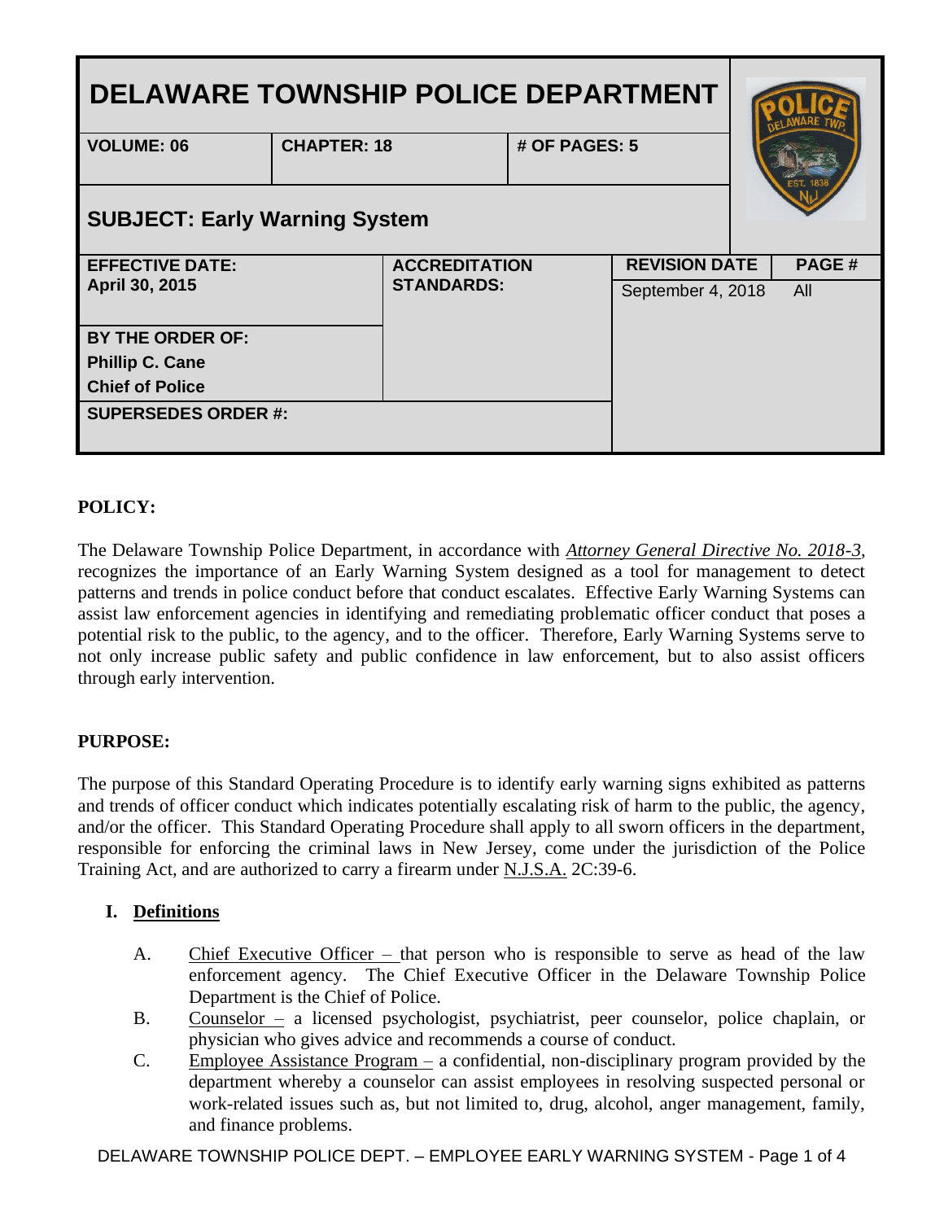# DELAWARE TOWNSHIP POLICE DEPARTMENT

| VOLUME: 06 | CHAPTER: 18 | # OF PAGES: 5 |
|---|---|---|

## SUBJECT: Early Warning System

| EFFECTIVE DATE: | ACCREDITATION STANDARDS: | REVISION DATE | PAGE # |
|---|---|---|---|
| April 30, 2015 | | September 4, 2018 | All |
| **BY THE ORDER OF:** Phillip C. Cane, Chief of Police | | | |
| **SUPERSEDES ORDER #:** | | | |

**POLICY:**

The Delaware Township Police Department, in accordance with *Attorney General Directive No. 2018-3*, recognizes the importance of an Early Warning System designed as a tool for management to detect patterns and trends in police conduct before that conduct escalates. Effective Early Warning Systems can assist law enforcement agencies in identifying and remediating problematic officer conduct that poses a potential risk to the public, to the agency, and to the officer. Therefore, Early Warning Systems serve to not only increase public safety and public confidence in law enforcement, but to also assist officers through early intervention.

**PURPOSE:**

The purpose of this Standard Operating Procedure is to identify early warning signs exhibited as patterns and trends of officer conduct which indicates potentially escalating risk of harm to the public, the agency, and/or the officer. This Standard Operating Procedure shall apply to all sworn officers in the department, responsible for enforcing the criminal laws in New Jersey, come under the jurisdiction of the Police Training Act, and are authorized to carry a firearm under N.J.S.A. 2C:39-6.

**I. Definitions**

A. Chief Executive Officer – that person who is responsible to serve as head of the law enforcement agency. The Chief Executive Officer in the Delaware Township Police Department is the Chief of Police.

B. Counselor – a licensed psychologist, psychiatrist, peer counselor, police chaplain, or physician who gives advice and recommends a course of conduct.

C. Employee Assistance Program – a confidential, non-disciplinary program provided by the department whereby a counselor can assist employees in resolving suspected personal or work-related issues such as, but not limited to, drug, alcohol, anger management, family, and finance problems.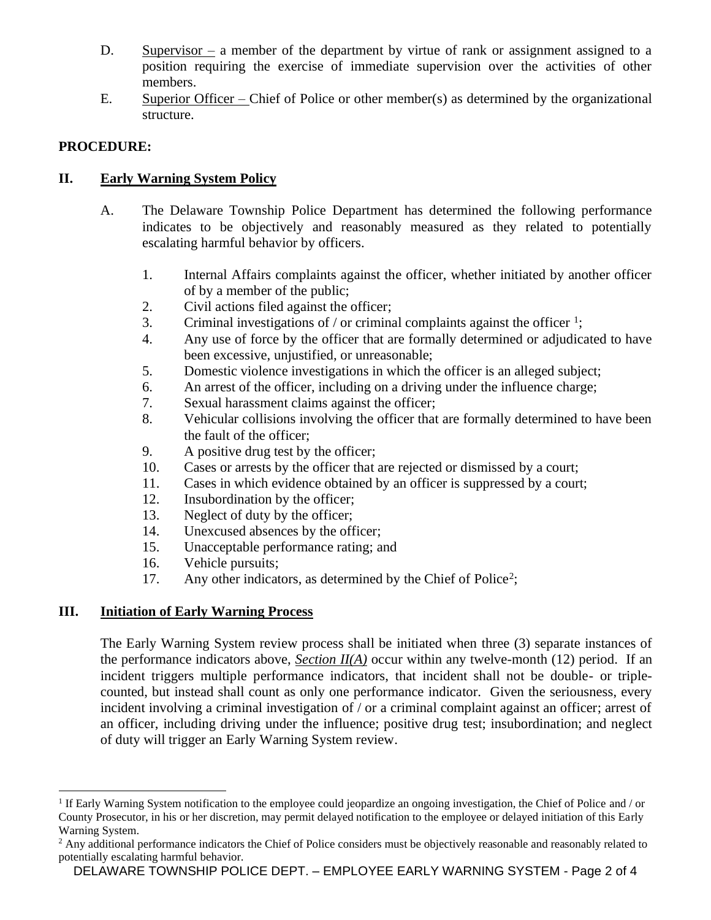D. Supervisor – a member of the department by virtue of rank or assignment assigned to a position requiring the exercise of immediate supervision over the activities of other members.

E. Superior Officer – Chief of Police or other member(s) as determined by the organizational structure.

**PROCEDURE:**

## II. Early Warning System Policy

A. The Delaware Township Police Department has determined the following performance indicates to be objectively and reasonably measured as they related to potentially escalating harmful behavior by officers.

1. Internal Affairs complaints against the officer, whether initiated by another officer of by a member of the public;
2. Civil actions filed against the officer;
3. Criminal investigations of / or criminal complaints against the officer [1];
4. Any use of force by the officer that are formally determined or adjudicated to have been excessive, unjustified, or unreasonable;
5. Domestic violence investigations in which the officer is an alleged subject;
6. An arrest of the officer, including on a driving under the influence charge;
7. Sexual harassment claims against the officer;
8. Vehicular collisions involving the officer that are formally determined to have been the fault of the officer;
9. A positive drug test by the officer;
10. Cases or arrests by the officer that are rejected or dismissed by a court;
11. Cases in which evidence obtained by an officer is suppressed by a court;
12. Insubordination by the officer;
13. Neglect of duty by the officer;
14. Unexcused absences by the officer;
15. Unacceptable performance rating; and
16. Vehicle pursuits;
17. Any other indicators, as determined by the Chief of Police[2];

## III. Initiation of Early Warning Process

The Early Warning System review process shall be initiated when three (3) separate instances of the performance indicators above, ***Section II(A)*** occur within any twelve-month (12) period. If an incident triggers multiple performance indicators, that incident shall not be double- or triple-counted, but instead shall count as only one performance indicator. Given the seriousness, every incident involving a criminal investigation of / or a criminal complaint against an officer; arrest of an officer, including driving under the influence; positive drug test; insubordination; and neglect of duty will trigger an Early Warning System review.

---

[1] If Early Warning System notification to the employee could jeopardize an ongoing investigation, the Chief of Police and / or County Prosecutor, in his or her discretion, may permit delayed notification to the employee or delayed initiation of this Early Warning System.

[2] Any additional performance indicators the Chief of Police considers must be objectively reasonable and reasonably related to potentially escalating harmful behavior.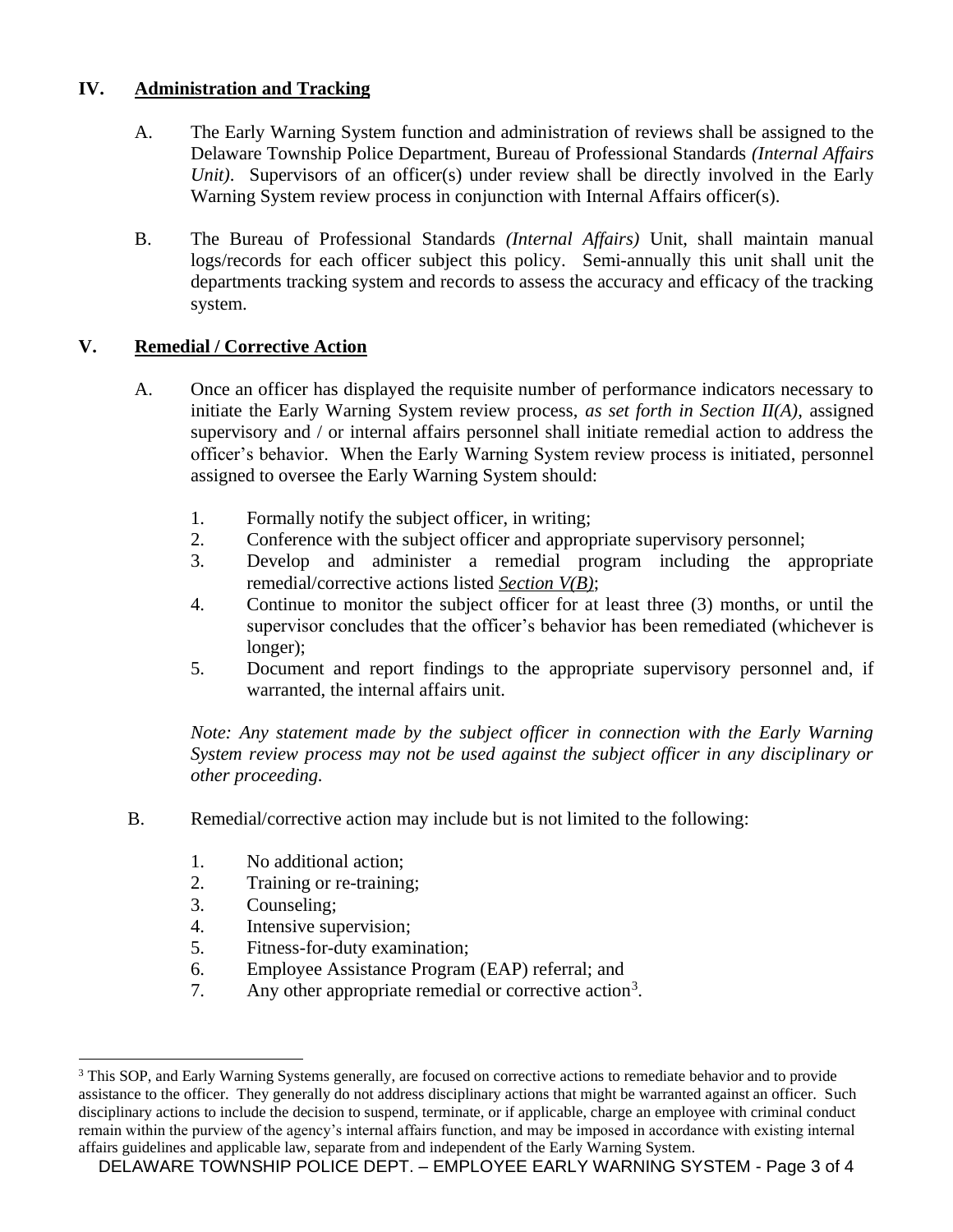## IV. Administration and Tracking

A. The Early Warning System function and administration of reviews shall be assigned to the Delaware Township Police Department, Bureau of Professional Standards *(Internal Affairs Unit)*. Supervisors of an officer(s) under review shall be directly involved in the Early Warning System review process in conjunction with Internal Affairs officer(s).

B. The Bureau of Professional Standards *(Internal Affairs)* Unit, shall maintain manual logs/records for each officer subject this policy. Semi-annually this unit shall unit the departments tracking system and records to assess the accuracy and efficacy of the tracking system.

## V. Remedial / Corrective Action

A. Once an officer has displayed the requisite number of performance indicators necessary to initiate the Early Warning System review process, *as set forth in Section II(A)*, assigned supervisory and / or internal affairs personnel shall initiate remedial action to address the officer's behavior. When the Early Warning System review process is initiated, personnel assigned to oversee the Early Warning System should:

1. Formally notify the subject officer, in writing;
2. Conference with the subject officer and appropriate supervisory personnel;
3. Develop and administer a remedial program including the appropriate remedial/corrective actions listed ***Section V(B)***;
4. Continue to monitor the subject officer for at least three (3) months, or until the supervisor concludes that the officer's behavior has been remediated (whichever is longer);
5. Document and report findings to the appropriate supervisory personnel and, if warranted, the internal affairs unit.

*Note: Any statement made by the subject officer in connection with the Early Warning System review process may not be used against the subject officer in any disciplinary or other proceeding.*

B. Remedial/corrective action may include but is not limited to the following:

1. No additional action;
2. Training or re-training;
3. Counseling;
4. Intensive supervision;
5. Fitness-for-duty examination;
6. Employee Assistance Program (EAP) referral; and
7. Any other appropriate remedial or corrective action[3].

---

[3] This SOP, and Early Warning Systems generally, are focused on corrective actions to remediate behavior and to provide assistance to the officer. They generally do not address disciplinary actions that might be warranted against an officer. Such disciplinary actions to include the decision to suspend, terminate, or if applicable, charge an employee with criminal conduct remain within the purview of the agency's internal affairs function, and may be imposed in accordance with existing internal affairs guidelines and applicable law, separate from and independent of the Early Warning System.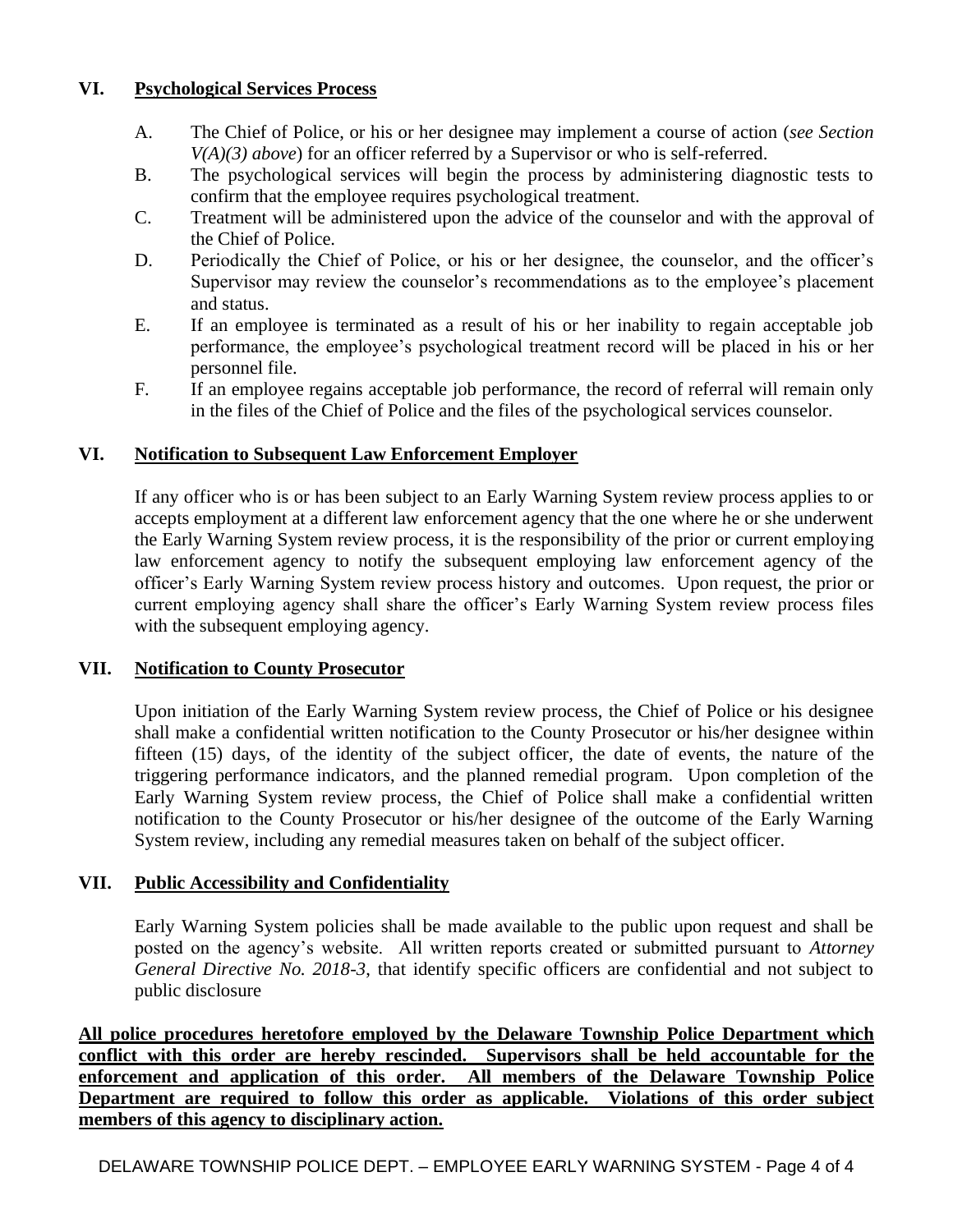## VI. Psychological Services Process

A. The Chief of Police, or his or her designee may implement a course of action (*see Section V(A)(3) above*) for an officer referred by a Supervisor or who is self-referred.

B. The psychological services will begin the process by administering diagnostic tests to confirm that the employee requires psychological treatment.

C. Treatment will be administered upon the advice of the counselor and with the approval of the Chief of Police.

D. Periodically the Chief of Police, or his or her designee, the counselor, and the officer's Supervisor may review the counselor's recommendations as to the employee's placement and status.

E. If an employee is terminated as a result of his or her inability to regain acceptable job performance, the employee's psychological treatment record will be placed in his or her personnel file.

F. If an employee regains acceptable job performance, the record of referral will remain only in the files of the Chief of Police and the files of the psychological services counselor.

## VI. Notification to Subsequent Law Enforcement Employer

If any officer who is or has been subject to an Early Warning System review process applies to or accepts employment at a different law enforcement agency that the one where he or she underwent the Early Warning System review process, it is the responsibility of the prior or current employing law enforcement agency to notify the subsequent employing law enforcement agency of the officer's Early Warning System review process history and outcomes. Upon request, the prior or current employing agency shall share the officer's Early Warning System review process files with the subsequent employing agency.

## VII. Notification to County Prosecutor

Upon initiation of the Early Warning System review process, the Chief of Police or his designee shall make a confidential written notification to the County Prosecutor or his/her designee within fifteen (15) days, of the identity of the subject officer, the date of events, the nature of the triggering performance indicators, and the planned remedial program. Upon completion of the Early Warning System review process, the Chief of Police shall make a confidential written notification to the County Prosecutor or his/her designee of the outcome of the Early Warning System review, including any remedial measures taken on behalf of the subject officer.

## VII. Public Accessibility and Confidentiality

Early Warning System policies shall be made available to the public upon request and shall be posted on the agency's website. All written reports created or submitted pursuant to *Attorney General Directive No. 2018-3*, that identify specific officers are confidential and not subject to public disclosure

**All police procedures heretofore employed by the Delaware Township Police Department which conflict with this order are hereby rescinded. Supervisors shall be held accountable for the enforcement and application of this order. All members of the Delaware Township Police Department are required to follow this order as applicable. Violations of this order subject members of this agency to disciplinary action.**